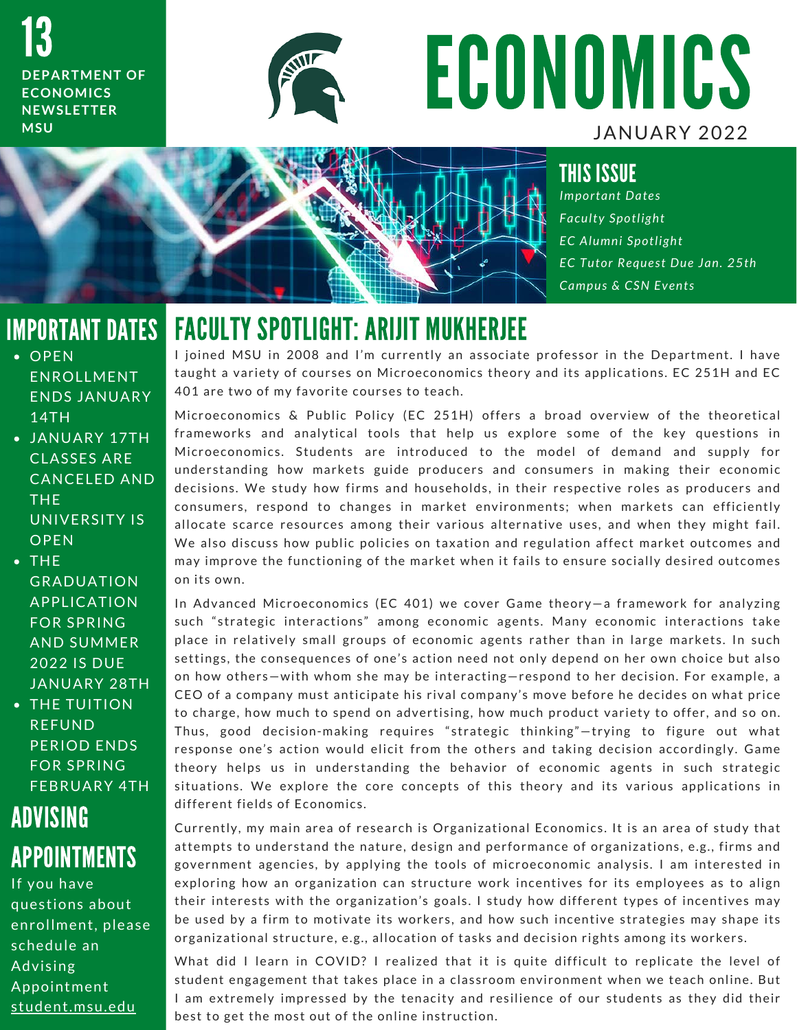13

**DEPARTMENT OF ECONOMICS NEWSLETTER MSU**

# ECONOMICS

JANUARY 2022

## THIS ISSUE

*Important Dates*

*Faculty Spotlight*

*EC Alumni Spotlight*

*EC Tutor Request Due Jan. 25th*

*Campus & CSN Events*

## IMPORTANT DATES

- OPEN ENROLLMENT ENDS JANUARY 14TH
- JANUARY 17TH CLASSES ARE CANCELED AND THE UNIVERSITY IS OPEN
- THE GRADUATION APPLICATION FOR SPRING AND SUMMER 2022 IS DUE JANUARY 28TH
- THE TUITION REFUND PERIOD ENDS FOR SPRING FEBRUARY 4TH

## ADVISING APPOINTMENTS

If you have questions about enrollment, please schedule an Advising Appointment student.msu.edu

## FACULTY SPOTLIGHT: ARIJIT MUKHERJEE

I joined MSU in 2008 and I'm currently an associate professor in the Department. I have taught a variety of courses on Microeconomics theory and its applications. EC 251H and EC 401 are two of my favorite courses to teach.

Microeconomics & Public Policy (EC 251H) offers a broad overview of the theoretical frameworks and analytical tools that help us explore some of the key questions in Microeconomics. Students are introduced to the model of demand and supply for understanding how markets guide producers and consumers in making their economic decisions. We study how firms and households, in their respective roles as producers and consumers, respond to changes in market environments; when markets can efficiently allocate scarce resources among their various alternative uses, and when they might fail. We also discuss how public policies on taxation and regulation affect market outcomes and may improve the functioning of the market when it fails to ensure socially desired outcomes on its own.

In Advanced Microeconomics (EC 401) we cover Game theory—a framework for analyzing such "strategic interactions" among economic agents. Many economic interactions take place in relatively small groups of economic agents rather than in large markets. In such settings, the consequences of one's action need not only depend on her own choice but also on how others—with whom she may be interacting—respond to her decision. For example, a CEO of a company must anticipate his rival company's move before he decides on what price to charge, how much to spend on advertising, how much product variety to offer, and so on. Thus, good decision-making requires "strategic thinking"—trying to figure out what response one's action would elicit from the others and taking decision accordingly. Game theory helps us in understanding the behavior of economic agents in such strategic situations. We explore the core concepts of this theory and its various applications in different fields of Economics.

Currently, my main area of research is Organizational Economics. It is an area of study that attempts to understand the nature, design and performance of organizations, e.g., firms and government agencies, by applying the tools of microeconomic analysis. I am interested in exploring how an organization can structure work incentives for its employees as to align their interests with the organization's goals. I study how different types of incentives may be used by a firm to motivate its workers, and how such incentive strategies may shape its organizational structure, e.g., allocation of tasks and decision rights among its workers.

What did I learn in COVID? I realized that it is quite difficult to replicate the level of student engagement that takes place in a classroom environment when we teach online. But I am extremely impressed by the tenacity and resilience of our students as they did their best to get the most out of the online instruction.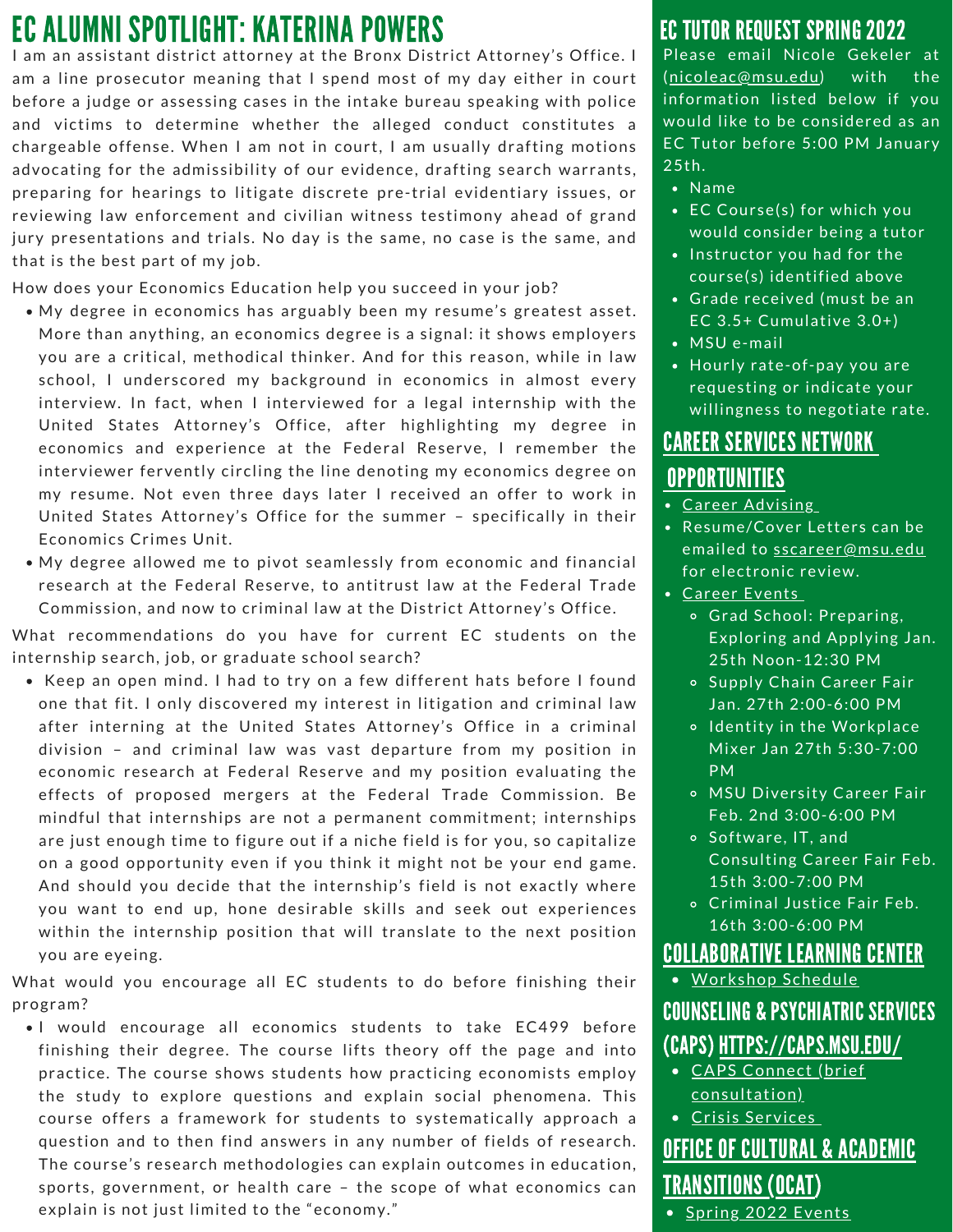# EC ALUMNI SPOTLIGHT: KATERINA POWERS

I am an assistant district attorney at the Bronx District Attorney's Office. I am a line prosecutor meaning that I spend most of my day either in court before a judge or assessing cases in the intake bureau speaking with police and victims to determine whether the alleged conduct constitutes a chargeable offense. When I am not in court, I am usually drafting motions advocating for the admissibility of our evidence, drafting search warrants, preparing for hearings to litigate discrete pre-trial evidentiary issues, or reviewing law enforcement and civilian witness testimony ahead of grand jury presentations and trials. No day is the same, no case is the same, and that is the best part of my job.

How does your Economics Education help you succeed in your job?

- My degree in economics has arguably been my resume's greatest asset. More than anything, an economics degree is a signal: it shows employers you are a critical, methodical thinker. And for this reason, while in law school, I underscored my background in economics in almost every interview. In fact, when I interviewed for a legal internship with the United States Attorney's Office, after highlighting my degree in economics and experience at the Federal Reserve, I remember the interviewer fervently circling the line denoting my economics degree on my resume. Not even three days later I received an offer to work in United States Attorney's Office for the summer – specifically in their Economics Crimes Unit.
- My degree allowed me to pivot seamlessly from economic and financial research at the Federal Reserve, to antitrust law at the Federal Trade Commission, and now to criminal law at the District Attorney's Office.

What recommendations do you have for current EC students on the internship search, job, or graduate school search?

- Keep an open mind. I had to try on a few different hats before I found one that fit. I only discovered my interest in litigation and criminal law after interning at the United States Attorney's Office in a criminal division – and criminal law was vast departure from my position in economic research at Federal Reserve and my position evaluating the effects of proposed mergers at the Federal Trade Commission. Be mindful that internships are not a permanent commitment; internships are just enough time to figure out if a niche field is for you, so capitalize on a good opportunity even if you think it might not be your end game. And should you decide that the internship's field is not exactly where you want to end up, hone desirable skills and seek out experiences within the internship position that will translate to the next position you are eyeing.

What would you encourage all EC students to do before finishing their program?

- I would encourage all economics students to take EC499 before finishing their degree. The course lifts theory off the page and into practice. The course shows students how practicing economists employ the study to explore questions and explain social phenomena. This course offers a framework for students to systematically approach a question and to then find answers in any number of fields of research. The course's research methodologies can explain outcomes in education, sports, government, or health care – the scope of what economics can explain is not just limited to the "economy."

## EC TUTOR REQUEST SPRING 2022

Please email Nicole Gekeler at (nicoleac@msu.edu) with the information listed below if you would like to be considered as an EC Tutor before 5:00 PM January 25th.

- Name
- EC Course(s) for which you would consider being a tutor
- Instructor you had for the course(s) identified above
- Grade received (must be an EC 3.5+ Cumulative 3.0+)
- MSU e-mail
- Hourly rate-of-pay you are requesting or indicate your willingness to negotiate rate.

## CAREER SERVICES NETWORK OPPORTUNITIES

- Career Advising
- Resume/Cover Letters can be emailed to sscareer@msu.edu for electronic review.
- Career Events
  - Grad School: Preparing, Exploring and Applying Jan. 25th Noon-12:30 PM
  - Supply Chain Career Fair Jan. 27th 2:00-6:00 PM
  - Identity in the Workplace Mixer Jan 27th 5:30-7:00 PM
  - MSU Diversity Career Fair Feb. 2nd 3:00-6:00 PM
  - Software, IT, and Consulting Career Fair Feb. 15th 3:00-7:00 PM
  - Criminal Justice Fair Feb. 16th 3:00-6:00 PM

## COLLABORATIVE LEARNING CENTER

- Workshop Schedule

## COUNSELING & PSYCHIATRIC SERVICES (CAPS) HTTPS://CAPS.MSU.EDU/

- CAPS Connect (brief consultation)
- Crisis Services

## OFFICE OF CULTURAL & ACADEMIC TRANSITIONS (OCAT)

- Spring 2022 Events